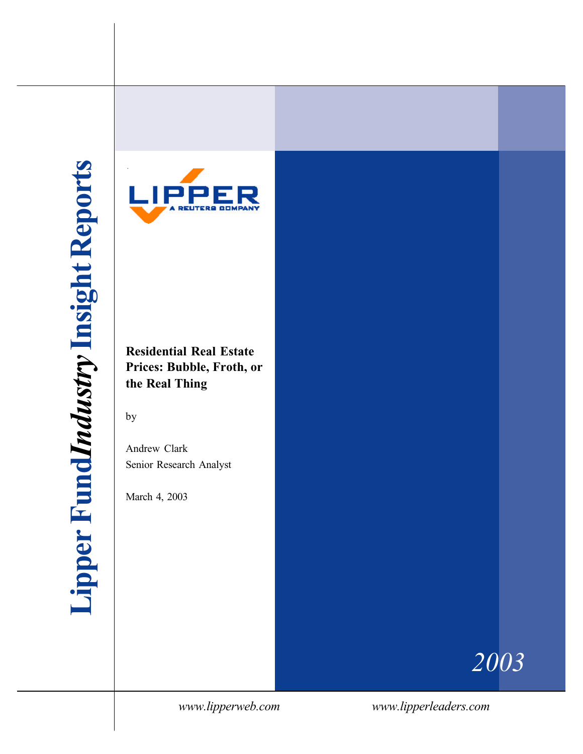**Lipper Fund *Industry* Insight Reports**

LIPPER
A REUTERS COMPANY

# Residential Real Estate Prices: Bubble, Froth, or the Real Thing

by

Andrew Clark
Senior Research Analyst

March 4, 2003

2003

*www.lipperweb.com* *www.lipperleaders.com*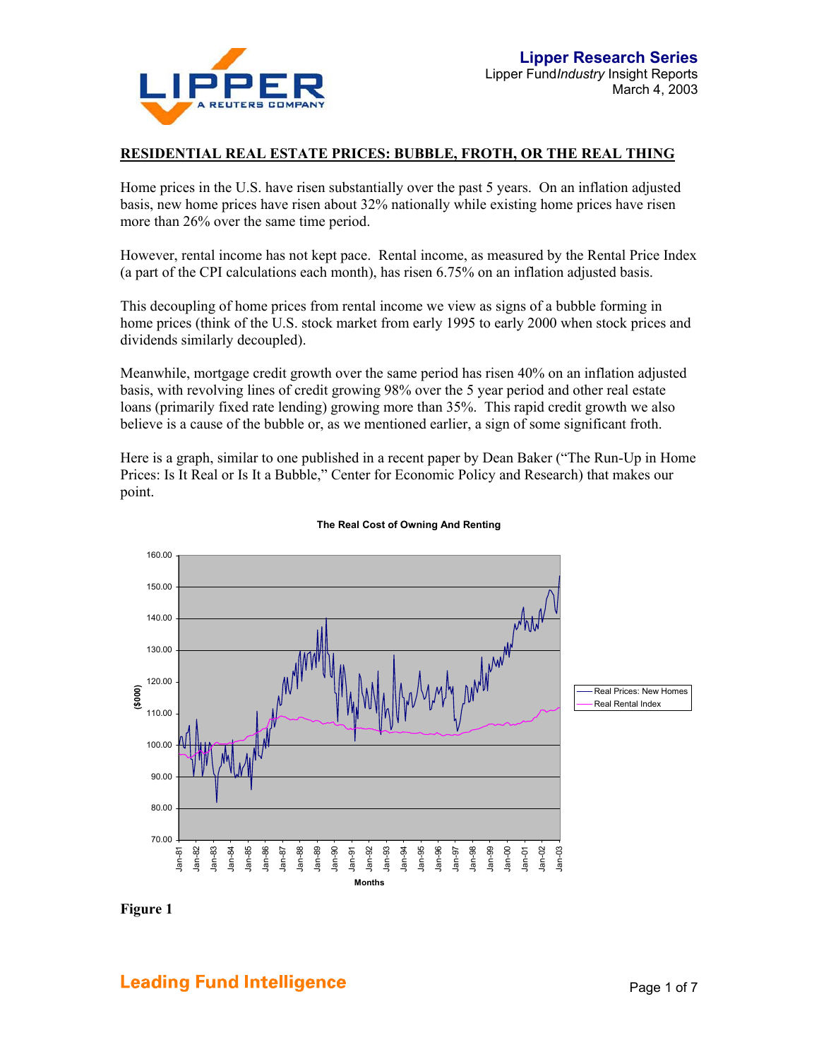**Lipper Research Series**
Lipper Fund*Industry* Insight Reports
March 4, 2003

## RESIDENTIAL REAL ESTATE PRICES: BUBBLE, FROTH, OR THE REAL THING

Home prices in the U.S. have risen substantially over the past 5 years. On an inflation adjusted basis, new home prices have risen about 32% nationally while existing home prices have risen more than 26% over the same time period.

However, rental income has not kept pace. Rental income, as measured by the Rental Price Index (a part of the CPI calculations each month), has risen 6.75% on an inflation adjusted basis.

This decoupling of home prices from rental income we view as signs of a bubble forming in home prices (think of the U.S. stock market from early 1995 to early 2000 when stock prices and dividends similarly decoupled).

Meanwhile, mortgage credit growth over the same period has risen 40% on an inflation adjusted basis, with revolving lines of credit growing 98% over the 5 year period and other real estate loans (primarily fixed rate lending) growing more than 35%. This rapid credit growth we also believe is a cause of the bubble or, as we mentioned earlier, a sign of some significant froth.

Here is a graph, similar to one published in a recent paper by Dean Baker ("The Run-Up in Home Prices: Is It Real or Is It a Bubble," Center for Economic Policy and Research) that makes our point.

**The Real Cost of Owning And Renting**

**Figure 1**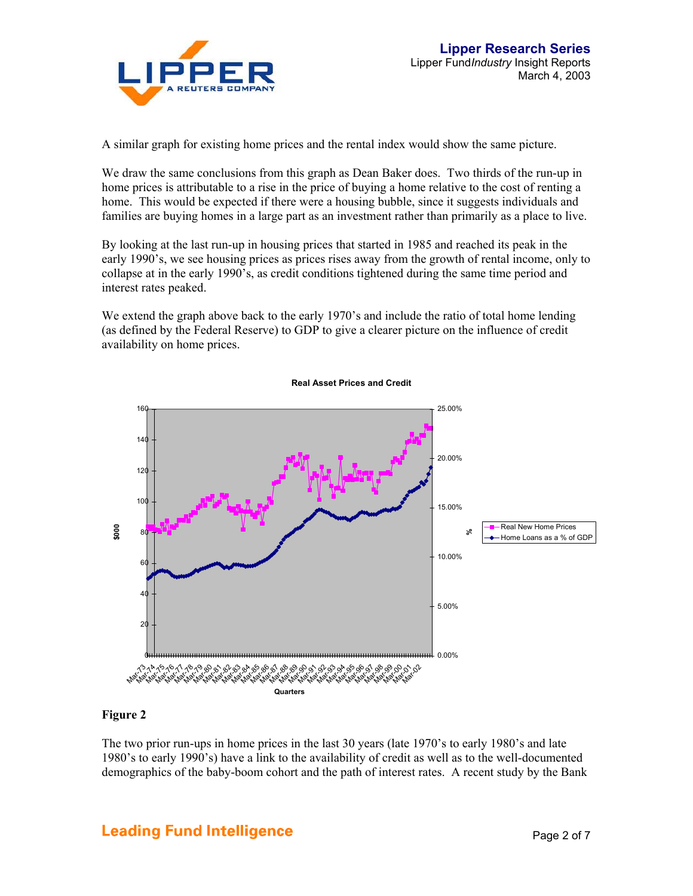A similar graph for existing home prices and the rental index would show the same picture.

We draw the same conclusions from this graph as Dean Baker does. Two thirds of the run-up in home prices is attributable to a rise in the price of buying a home relative to the cost of renting a home. This would be expected if there were a housing bubble, since it suggests individuals and families are buying homes in a large part as an investment rather than primarily as a place to live.

By looking at the last run-up in housing prices that started in 1985 and reached its peak in the early 1990's, we see housing prices as prices rises away from the growth of rental income, only to collapse at in the early 1990's, as credit conditions tightened during the same time period and interest rates peaked.

We extend the graph above back to the early 1970's and include the ratio of total home lending (as defined by the Federal Reserve) to GDP to give a clearer picture on the influence of credit availability on home prices.

**Figure 2**

The two prior run-ups in home prices in the last 30 years (late 1970's to early 1980's and late 1980's to early 1990's) have a link to the availability of credit as well as to the well-documented demographics of the baby-boom cohort and the path of interest rates. A recent study by the Bank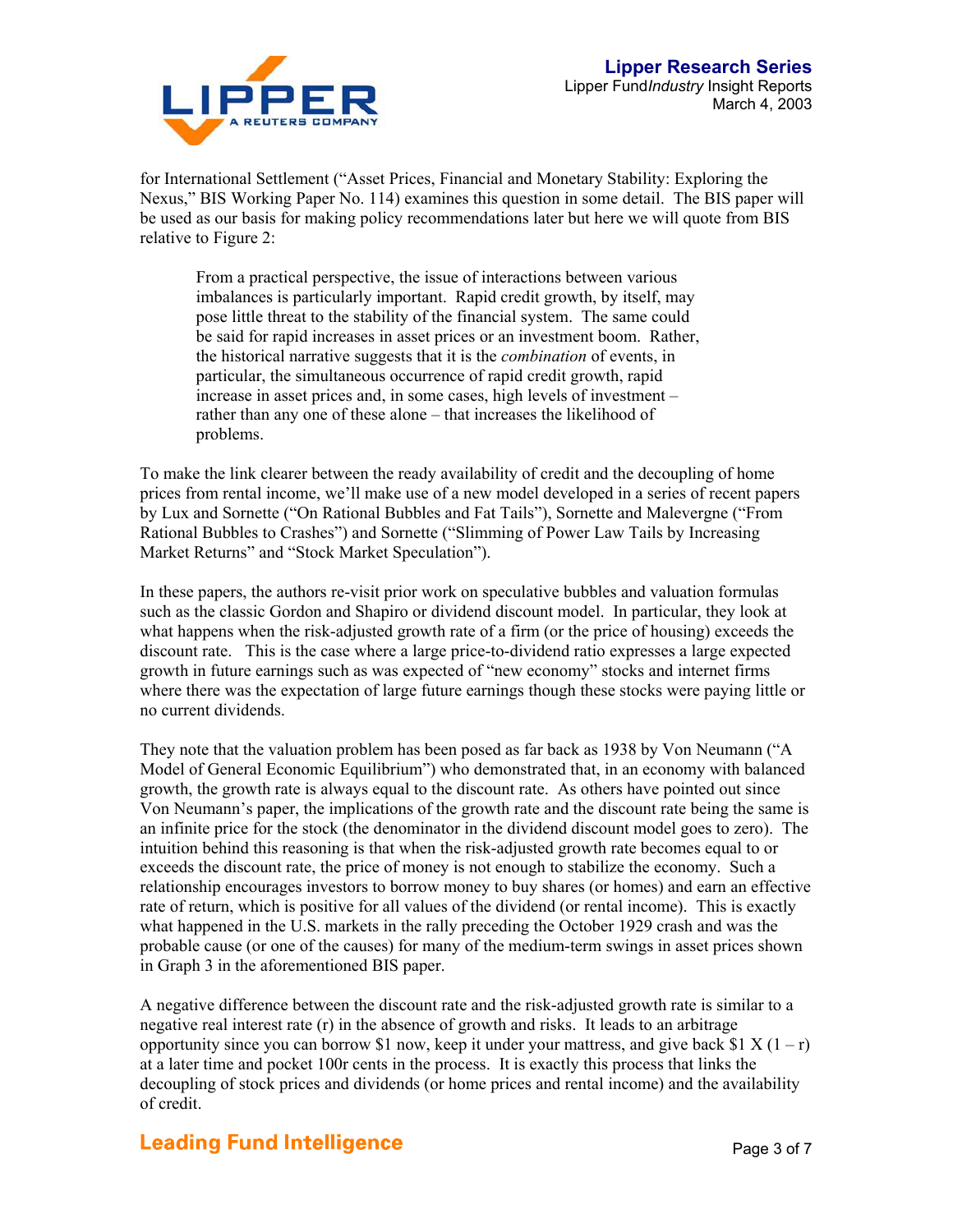for International Settlement ("Asset Prices, Financial and Monetary Stability: Exploring the Nexus," BIS Working Paper No. 114) examines this question in some detail. The BIS paper will be used as our basis for making policy recommendations later but here we will quote from BIS relative to Figure 2:

> From a practical perspective, the issue of interactions between various imbalances is particularly important. Rapid credit growth, by itself, may pose little threat to the stability of the financial system. The same could be said for rapid increases in asset prices or an investment boom. Rather, the historical narrative suggests that it is the *combination* of events, in particular, the simultaneous occurrence of rapid credit growth, rapid increase in asset prices and, in some cases, high levels of investment – rather than any one of these alone – that increases the likelihood of problems.

To make the link clearer between the ready availability of credit and the decoupling of home prices from rental income, we'll make use of a new model developed in a series of recent papers by Lux and Sornette ("On Rational Bubbles and Fat Tails"), Sornette and Malevergne ("From Rational Bubbles to Crashes") and Sornette ("Slimming of Power Law Tails by Increasing Market Returns" and "Stock Market Speculation").

In these papers, the authors re-visit prior work on speculative bubbles and valuation formulas such as the classic Gordon and Shapiro or dividend discount model. In particular, they look at what happens when the risk-adjusted growth rate of a firm (or the price of housing) exceeds the discount rate. This is the case where a large price-to-dividend ratio expresses a large expected growth in future earnings such as was expected of "new economy" stocks and internet firms where there was the expectation of large future earnings though these stocks were paying little or no current dividends.

They note that the valuation problem has been posed as far back as 1938 by Von Neumann ("A Model of General Economic Equilibrium") who demonstrated that, in an economy with balanced growth, the growth rate is always equal to the discount rate. As others have pointed out since Von Neumann's paper, the implications of the growth rate and the discount rate being the same is an infinite price for the stock (the denominator in the dividend discount model goes to zero). The intuition behind this reasoning is that when the risk-adjusted growth rate becomes equal to or exceeds the discount rate, the price of money is not enough to stabilize the economy. Such a relationship encourages investors to borrow money to buy shares (or homes) and earn an effective rate of return, which is positive for all values of the dividend (or rental income). This is exactly what happened in the U.S. markets in the rally preceding the October 1929 crash and was the probable cause (or one of the causes) for many of the medium-term swings in asset prices shown in Graph 3 in the aforementioned BIS paper.

A negative difference between the discount rate and the risk-adjusted growth rate is similar to a negative real interest rate ($r$) in the absence of growth and risks. It leads to an arbitrage opportunity since you can borrow \$1 now, keep it under your mattress, and give back $\$1 \times (1 - r)$ at a later time and pocket $100r$ cents in the process. It is exactly this process that links the decoupling of stock prices and dividends (or home prices and rental income) and the availability of credit.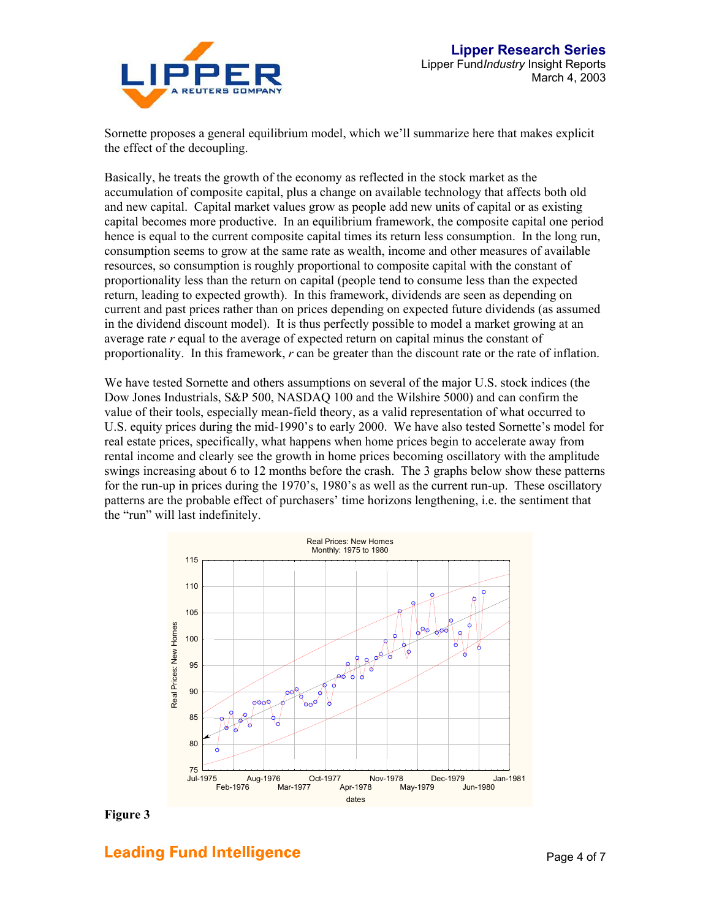Sornette proposes a general equilibrium model, which we'll summarize here that makes explicit the effect of the decoupling.

Basically, he treats the growth of the economy as reflected in the stock market as the accumulation of composite capital, plus a change on available technology that affects both old and new capital. Capital market values grow as people add new units of capital or as existing capital becomes more productive. In an equilibrium framework, the composite capital one period hence is equal to the current composite capital times its return less consumption. In the long run, consumption seems to grow at the same rate as wealth, income and other measures of available resources, so consumption is roughly proportional to composite capital with the constant of proportionality less than the return on capital (people tend to consume less than the expected return, leading to expected growth). In this framework, dividends are seen as depending on current and past prices rather than on prices depending on expected future dividends (as assumed in the dividend discount model). It is thus perfectly possible to model a market growing at an average rate $r$ equal to the average of expected return on capital minus the constant of proportionality. In this framework, $r$ can be greater than the discount rate or the rate of inflation.

We have tested Sornette and others assumptions on several of the major U.S. stock indices (the Dow Jones Industrials, S&P 500, NASDAQ 100 and the Wilshire 5000) and can confirm the value of their tools, especially mean-field theory, as a valid representation of what occurred to U.S. equity prices during the mid-1990's to early 2000. We have also tested Sornette's model for real estate prices, specifically, what happens when home prices begin to accelerate away from rental income and clearly see the growth in home prices becoming oscillatory with the amplitude swings increasing about 6 to 12 months before the crash. The 3 graphs below show these patterns for the run-up in prices during the 1970's, 1980's as well as the current run-up. These oscillatory patterns are the probable effect of purchasers' time horizons lengthening, i.e. the sentiment that the "run" will last indefinitely.

**Figure 3**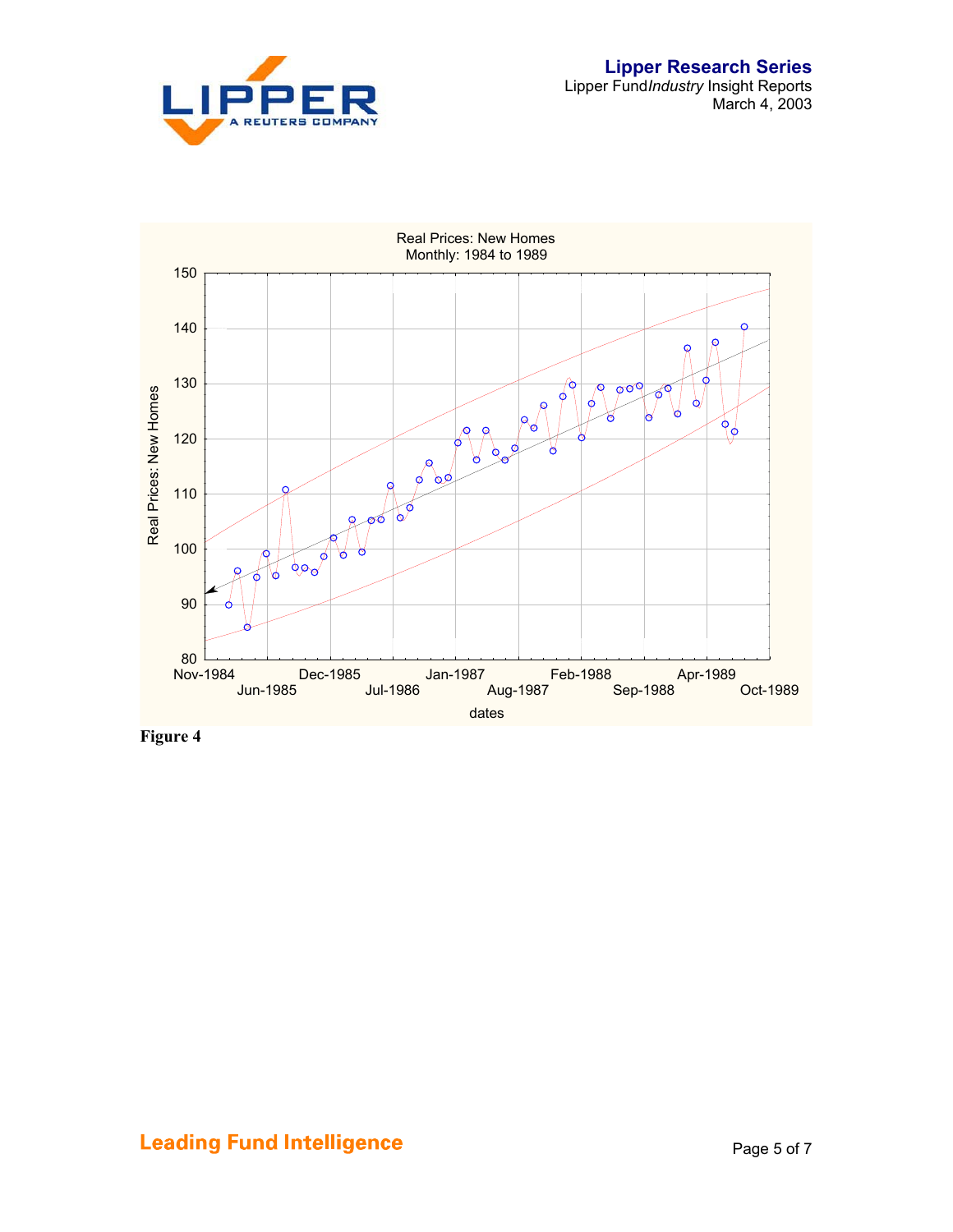Real Prices: New Homes
Monthly: 1984 to 1989

**Figure 4**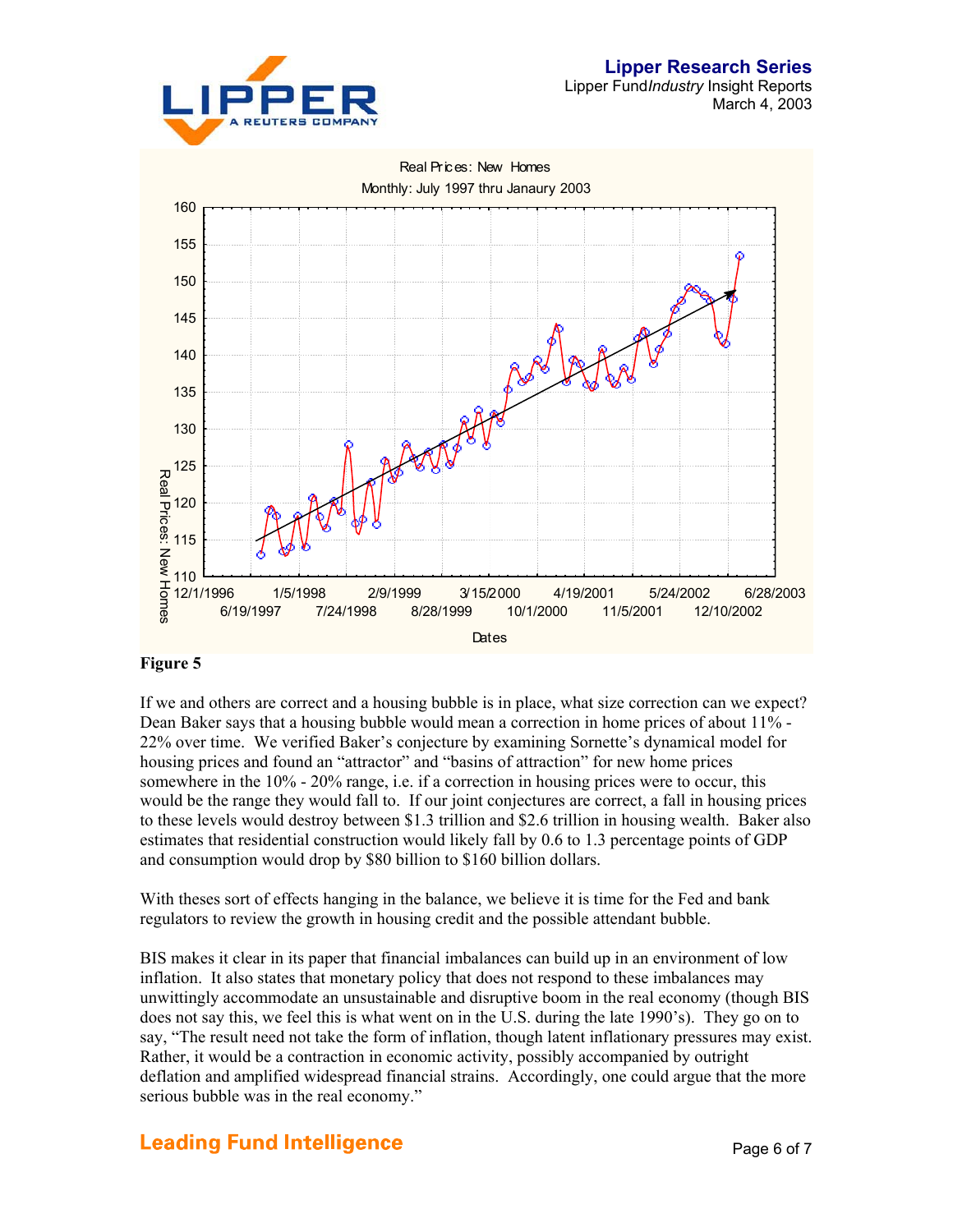Figure 5

If we and others are correct and a housing bubble is in place, what size correction can we expect? Dean Baker says that a housing bubble would mean a correction in home prices of about 11% - 22% over time. We verified Baker's conjecture by examining Sornette's dynamical model for housing prices and found an "attractor" and "basins of attraction" for new home prices somewhere in the 10% - 20% range, i.e. if a correction in housing prices were to occur, this would be the range they would fall to. If our joint conjectures are correct, a fall in housing prices to these levels would destroy between \$1.3 trillion and \$2.6 trillion in housing wealth. Baker also estimates that residential construction would likely fall by 0.6 to 1.3 percentage points of GDP and consumption would drop by \$80 billion to \$160 billion dollars.

With theses sort of effects hanging in the balance, we believe it is time for the Fed and bank regulators to review the growth in housing credit and the possible attendant bubble.

BIS makes it clear in its paper that financial imbalances can build up in an environment of low inflation. It also states that monetary policy that does not respond to these imbalances may unwittingly accommodate an unsustainable and disruptive boom in the real economy (though BIS does not say this, we feel this is what went on in the U.S. during the late 1990's). They go on to say, "The result need not take the form of inflation, though latent inflationary pressures may exist. Rather, it would be a contraction in economic activity, possibly accompanied by outright deflation and amplified widespread financial strains. Accordingly, one could argue that the more serious bubble was in the real economy."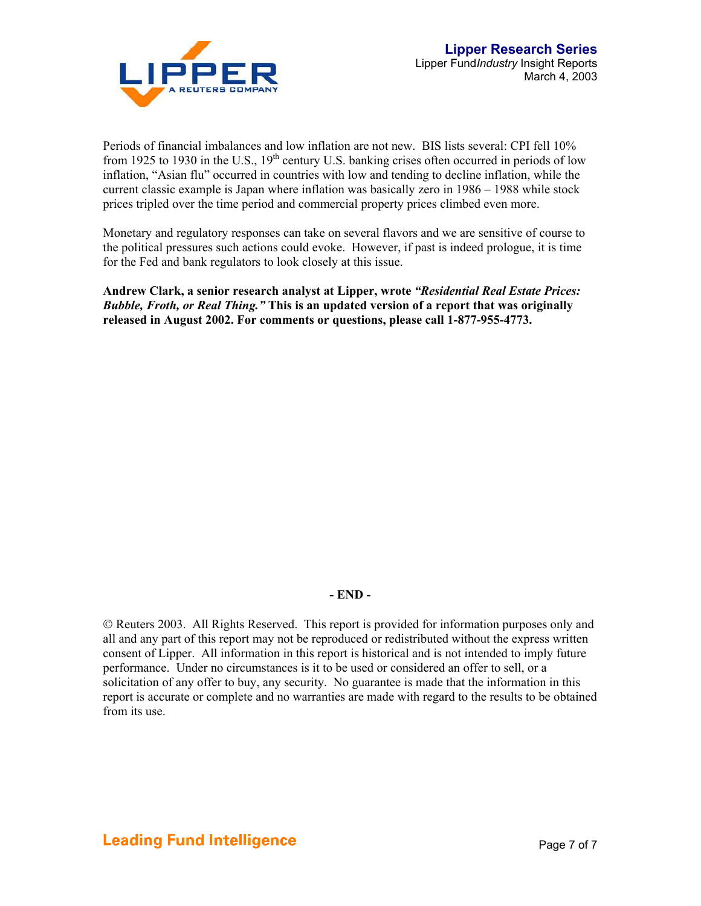Periods of financial imbalances and low inflation are not new. BIS lists several: CPI fell 10% from 1925 to 1930 in the U.S., 19th century U.S. banking crises often occurred in periods of low inflation, "Asian flu" occurred in countries with low and tending to decline inflation, while the current classic example is Japan where inflation was basically zero in 1986 – 1988 while stock prices tripled over the time period and commercial property prices climbed even more.

Monetary and regulatory responses can take on several flavors and we are sensitive of course to the political pressures such actions could evoke. However, if past is indeed prologue, it is time for the Fed and bank regulators to look closely at this issue.

**Andrew Clark, a senior research analyst at Lipper, wrote *"Residential Real Estate Prices: Bubble, Froth, or Real Thing."* This is an updated version of a report that was originally released in August 2002. For comments or questions, please call 1-877-955-4773.**

**- END -**

© Reuters 2003. All Rights Reserved. This report is provided for information purposes only and all and any part of this report may not be reproduced or redistributed without the express written consent of Lipper. All information in this report is historical and is not intended to imply future performance. Under no circumstances is it to be used or considered an offer to sell, or a solicitation of any offer to buy, any security. No guarantee is made that the information in this report is accurate or complete and no warranties are made with regard to the results to be obtained from its use.